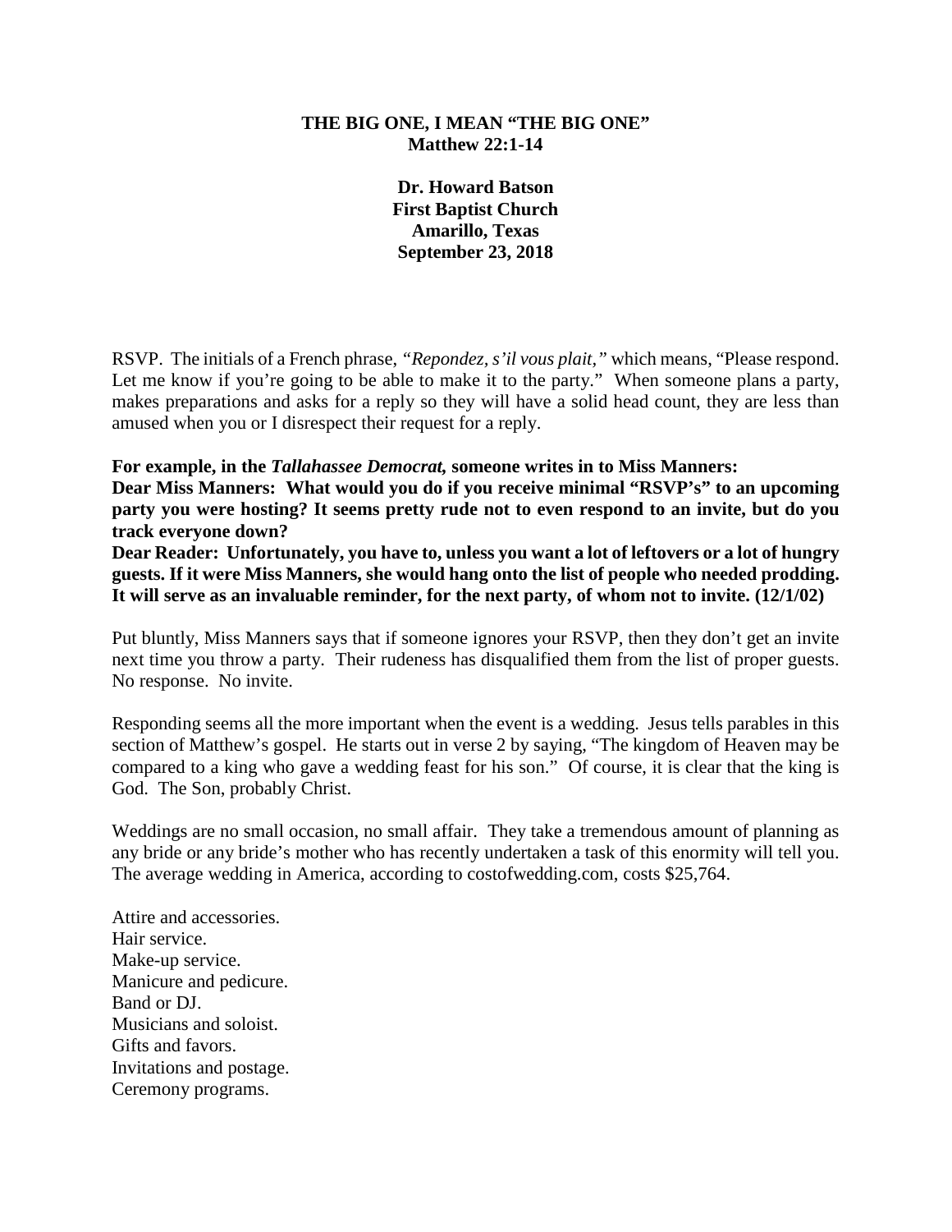**THE BIG ONE, I MEAN "THE BIG ONE"**
**Matthew 22:1-14**

**Dr. Howard Batson**
**First Baptist Church**
**Amarillo, Texas**
**September 23, 2018**

RSVP. The initials of a French phrase, *"Repondez, s'il vous plait,"* which means, "Please respond. Let me know if you're going to be able to make it to the party." When someone plans a party, makes preparations and asks for a reply so they will have a solid head count, they are less than amused when you or I disrespect their request for a reply.

**For example, in the *Tallahassee Democrat,* someone writes in to Miss Manners:**
**Dear Miss Manners: What would you do if you receive minimal "RSVP's" to an upcoming party you were hosting? It seems pretty rude not to even respond to an invite, but do you track everyone down?**
**Dear Reader: Unfortunately, you have to, unless you want a lot of leftovers or a lot of hungry guests. If it were Miss Manners, she would hang onto the list of people who needed prodding. It will serve as an invaluable reminder, for the next party, of whom not to invite. (12/1/02)**

Put bluntly, Miss Manners says that if someone ignores your RSVP, then they don't get an invite next time you throw a party. Their rudeness has disqualified them from the list of proper guests. No response. No invite.

Responding seems all the more important when the event is a wedding. Jesus tells parables in this section of Matthew's gospel. He starts out in verse 2 by saying, "The kingdom of Heaven may be compared to a king who gave a wedding feast for his son." Of course, it is clear that the king is God. The Son, probably Christ.

Weddings are no small occasion, no small affair. They take a tremendous amount of planning as any bride or any bride's mother who has recently undertaken a task of this enormity will tell you. The average wedding in America, according to costofwedding.com, costs $25,764.

Attire and accessories.
Hair service.
Make-up service.
Manicure and pedicure.
Band or DJ.
Musicians and soloist.
Gifts and favors.
Invitations and postage.
Ceremony programs.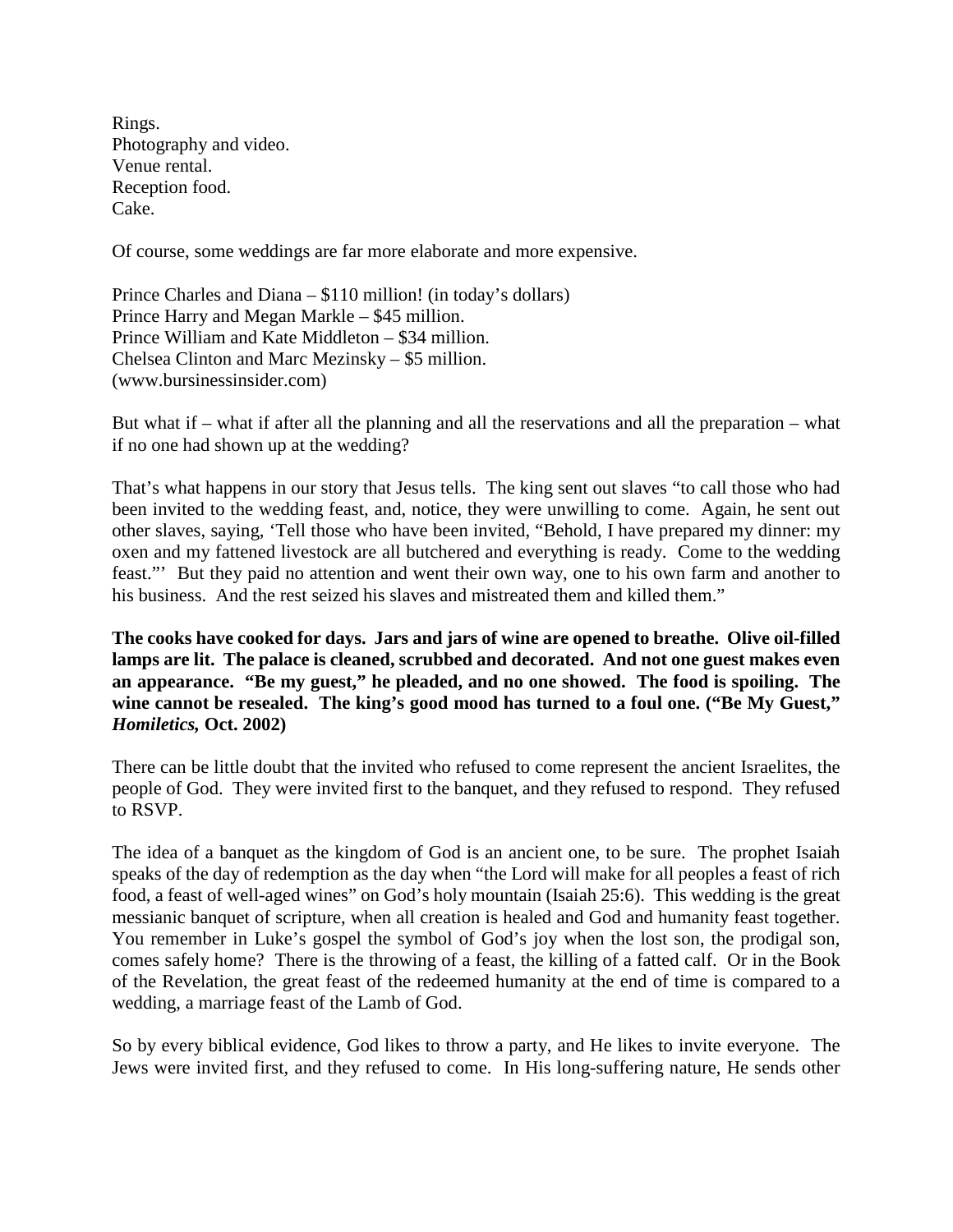Rings.  
Photography and video.  
Venue rental.  
Reception food.  
Cake.

Of course, some weddings are far more elaborate and more expensive.

Prince Charles and Diana – $110 million! (in today's dollars)  
Prince Harry and Megan Markle – $45 million.  
Prince William and Kate Middleton – $34 million.  
Chelsea Clinton and Marc Mezinsky – $5 million.  
(www.bursinessinsider.com)

But what if – what if after all the planning and all the reservations and all the preparation – what if no one had shown up at the wedding?

That's what happens in our story that Jesus tells. The king sent out slaves "to call those who had been invited to the wedding feast, and, notice, they were unwilling to come. Again, he sent out other slaves, saying, 'Tell those who have been invited, "Behold, I have prepared my dinner: my oxen and my fattened livestock are all butchered and everything is ready. Come to the wedding feast."' But they paid no attention and went their own way, one to his own farm and another to his business. And the rest seized his slaves and mistreated them and killed them."

**The cooks have cooked for days. Jars and jars of wine are opened to breathe. Olive oil-filled lamps are lit. The palace is cleaned, scrubbed and decorated. And not one guest makes even an appearance. "Be my guest," he pleaded, and no one showed. The food is spoiling. The wine cannot be resealed. The king's good mood has turned to a foul one. ("Be My Guest," *Homiletics,* Oct. 2002)**

There can be little doubt that the invited who refused to come represent the ancient Israelites, the people of God. They were invited first to the banquet, and they refused to respond. They refused to RSVP.

The idea of a banquet as the kingdom of God is an ancient one, to be sure. The prophet Isaiah speaks of the day of redemption as the day when "the Lord will make for all peoples a feast of rich food, a feast of well-aged wines" on God's holy mountain (Isaiah 25:6). This wedding is the great messianic banquet of scripture, when all creation is healed and God and humanity feast together. You remember in Luke's gospel the symbol of God's joy when the lost son, the prodigal son, comes safely home? There is the throwing of a feast, the killing of a fatted calf. Or in the Book of the Revelation, the great feast of the redeemed humanity at the end of time is compared to a wedding, a marriage feast of the Lamb of God.

So by every biblical evidence, God likes to throw a party, and He likes to invite everyone. The Jews were invited first, and they refused to come. In His long-suffering nature, He sends other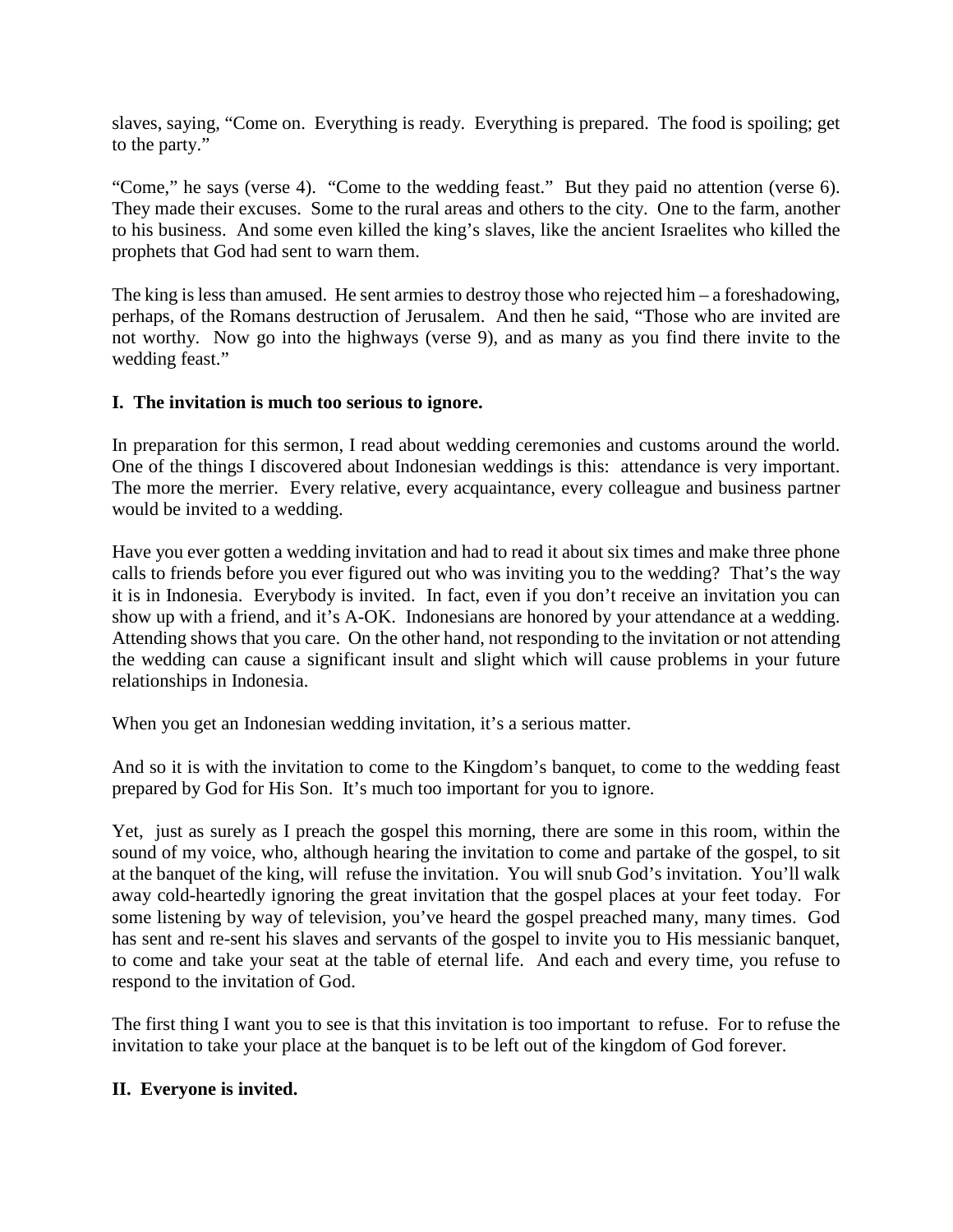slaves, saying, "Come on. Everything is ready. Everything is prepared. The food is spoiling; get to the party."

"Come," he says (verse 4). "Come to the wedding feast." But they paid no attention (verse 6). They made their excuses. Some to the rural areas and others to the city. One to the farm, another to his business. And some even killed the king's slaves, like the ancient Israelites who killed the prophets that God had sent to warn them.

The king is less than amused. He sent armies to destroy those who rejected him – a foreshadowing, perhaps, of the Romans destruction of Jerusalem. And then he said, "Those who are invited are not worthy. Now go into the highways (verse 9), and as many as you find there invite to the wedding feast."

**I. The invitation is much too serious to ignore.**

In preparation for this sermon, I read about wedding ceremonies and customs around the world. One of the things I discovered about Indonesian weddings is this: attendance is very important. The more the merrier. Every relative, every acquaintance, every colleague and business partner would be invited to a wedding.

Have you ever gotten a wedding invitation and had to read it about six times and make three phone calls to friends before you ever figured out who was inviting you to the wedding? That's the way it is in Indonesia. Everybody is invited. In fact, even if you don't receive an invitation you can show up with a friend, and it's A-OK. Indonesians are honored by your attendance at a wedding. Attending shows that you care. On the other hand, not responding to the invitation or not attending the wedding can cause a significant insult and slight which will cause problems in your future relationships in Indonesia.

When you get an Indonesian wedding invitation, it's a serious matter.

And so it is with the invitation to come to the Kingdom's banquet, to come to the wedding feast prepared by God for His Son. It's much too important for you to ignore.

Yet, just as surely as I preach the gospel this morning, there are some in this room, within the sound of my voice, who, although hearing the invitation to come and partake of the gospel, to sit at the banquet of the king, will refuse the invitation. You will snub God's invitation. You'll walk away cold-heartedly ignoring the great invitation that the gospel places at your feet today. For some listening by way of television, you've heard the gospel preached many, many times. God has sent and re-sent his slaves and servants of the gospel to invite you to His messianic banquet, to come and take your seat at the table of eternal life. And each and every time, you refuse to respond to the invitation of God.

The first thing I want you to see is that this invitation is too important to refuse. For to refuse the invitation to take your place at the banquet is to be left out of the kingdom of God forever.

**II. Everyone is invited.**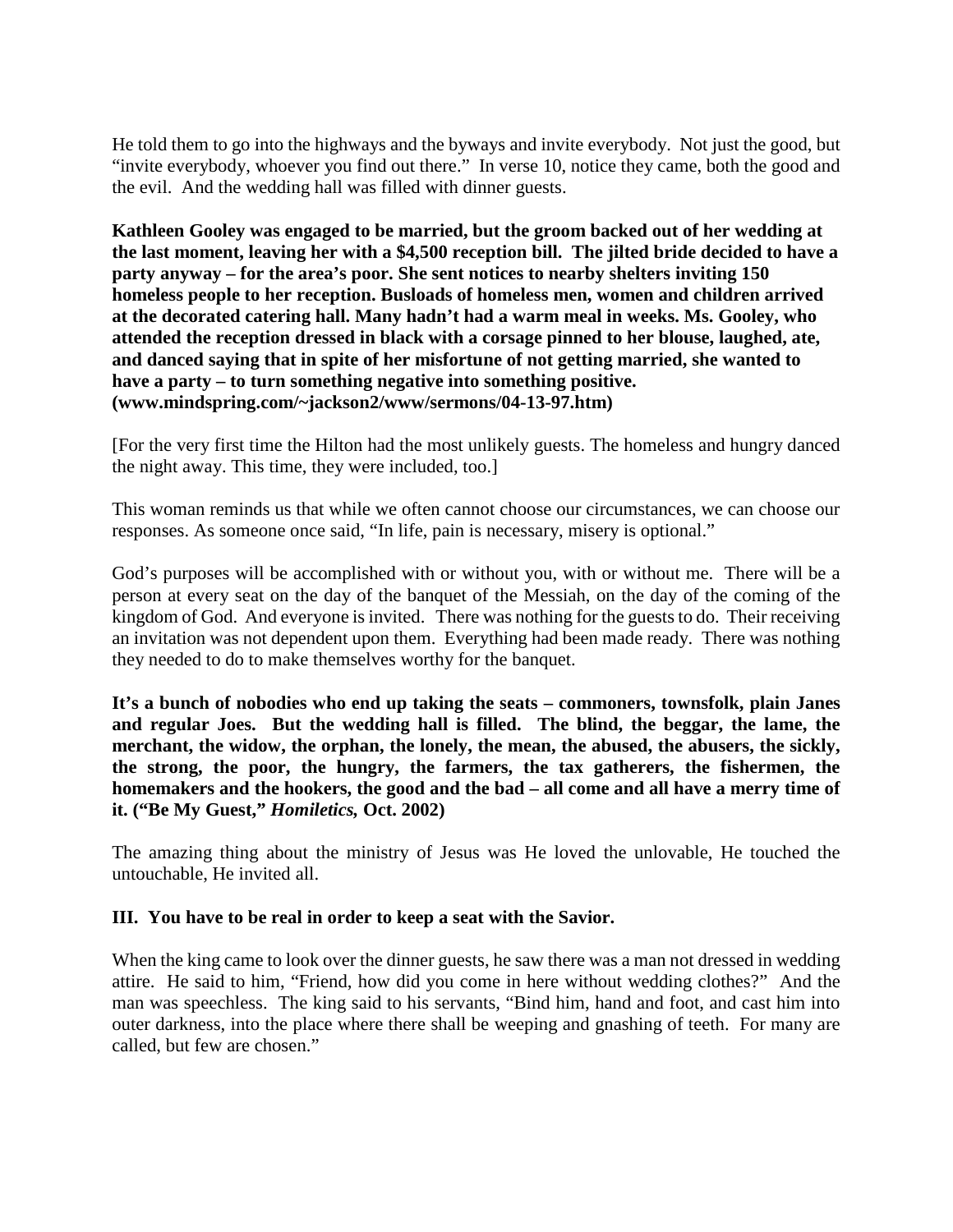He told them to go into the highways and the byways and invite everybody. Not just the good, but "invite everybody, whoever you find out there." In verse 10, notice they came, both the good and the evil. And the wedding hall was filled with dinner guests.

**Kathleen Gooley was engaged to be married, but the groom backed out of her wedding at the last moment, leaving her with a $4,500 reception bill. The jilted bride decided to have a party anyway – for the area's poor. She sent notices to nearby shelters inviting 150 homeless people to her reception. Busloads of homeless men, women and children arrived at the decorated catering hall. Many hadn't had a warm meal in weeks. Ms. Gooley, who attended the reception dressed in black with a corsage pinned to her blouse, laughed, ate, and danced saying that in spite of her misfortune of not getting married, she wanted to have a party – to turn something negative into something positive. (www.mindspring.com/~jackson2/www/sermons/04-13-97.htm)**

[For the very first time the Hilton had the most unlikely guests. The homeless and hungry danced the night away. This time, they were included, too.]

This woman reminds us that while we often cannot choose our circumstances, we can choose our responses. As someone once said, "In life, pain is necessary, misery is optional."

God's purposes will be accomplished with or without you, with or without me. There will be a person at every seat on the day of the banquet of the Messiah, on the day of the coming of the kingdom of God. And everyone is invited. There was nothing for the guests to do. Their receiving an invitation was not dependent upon them. Everything had been made ready. There was nothing they needed to do to make themselves worthy for the banquet.

**It's a bunch of nobodies who end up taking the seats – commoners, townsfolk, plain Janes and regular Joes. But the wedding hall is filled. The blind, the beggar, the lame, the merchant, the widow, the orphan, the lonely, the mean, the abused, the abusers, the sickly, the strong, the poor, the hungry, the farmers, the tax gatherers, the fishermen, the homemakers and the hookers, the good and the bad – all come and all have a merry time of it. ("Be My Guest," *Homiletics*, Oct. 2002)**

The amazing thing about the ministry of Jesus was He loved the unlovable, He touched the untouchable, He invited all.

**III. You have to be real in order to keep a seat with the Savior.**

When the king came to look over the dinner guests, he saw there was a man not dressed in wedding attire. He said to him, "Friend, how did you come in here without wedding clothes?" And the man was speechless. The king said to his servants, "Bind him, hand and foot, and cast him into outer darkness, into the place where there shall be weeping and gnashing of teeth. For many are called, but few are chosen."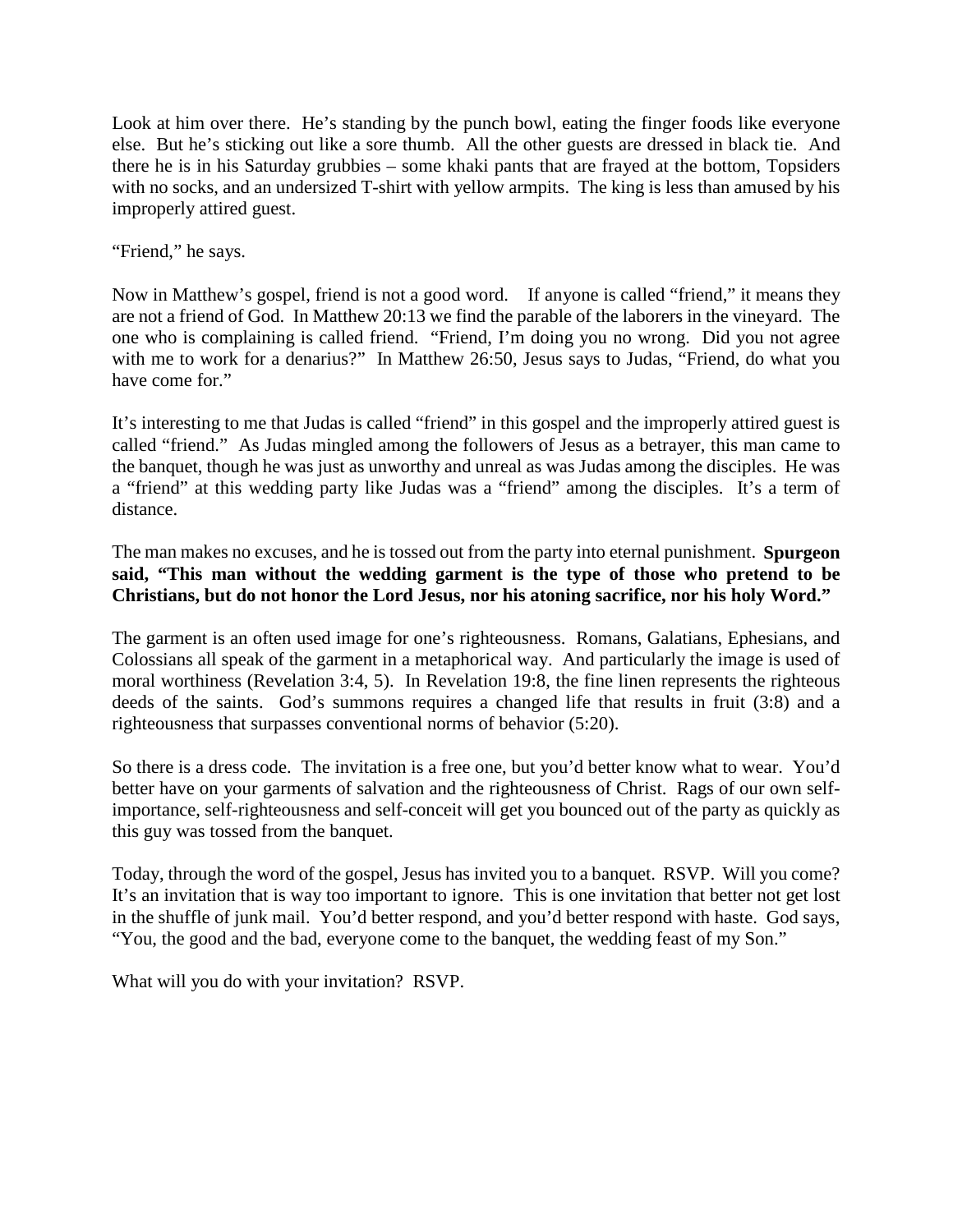Look at him over there. He's standing by the punch bowl, eating the finger foods like everyone else. But he's sticking out like a sore thumb. All the other guests are dressed in black tie. And there he is in his Saturday grubbies – some khaki pants that are frayed at the bottom, Topsiders with no socks, and an undersized T-shirt with yellow armpits. The king is less than amused by his improperly attired guest.

"Friend," he says.

Now in Matthew's gospel, friend is not a good word. If anyone is called "friend," it means they are not a friend of God. In Matthew 20:13 we find the parable of the laborers in the vineyard. The one who is complaining is called friend. "Friend, I'm doing you no wrong. Did you not agree with me to work for a denarius?" In Matthew 26:50, Jesus says to Judas, "Friend, do what you have come for."

It's interesting to me that Judas is called "friend" in this gospel and the improperly attired guest is called "friend." As Judas mingled among the followers of Jesus as a betrayer, this man came to the banquet, though he was just as unworthy and unreal as was Judas among the disciples. He was a "friend" at this wedding party like Judas was a "friend" among the disciples. It's a term of distance.

The man makes no excuses, and he is tossed out from the party into eternal punishment. **Spurgeon said, "This man without the wedding garment is the type of those who pretend to be Christians, but do not honor the Lord Jesus, nor his atoning sacrifice, nor his holy Word."**

The garment is an often used image for one's righteousness. Romans, Galatians, Ephesians, and Colossians all speak of the garment in a metaphorical way. And particularly the image is used of moral worthiness (Revelation 3:4, 5). In Revelation 19:8, the fine linen represents the righteous deeds of the saints. God's summons requires a changed life that results in fruit (3:8) and a righteousness that surpasses conventional norms of behavior (5:20).

So there is a dress code. The invitation is a free one, but you'd better know what to wear. You'd better have on your garments of salvation and the righteousness of Christ. Rags of our own self-importance, self-righteousness and self-conceit will get you bounced out of the party as quickly as this guy was tossed from the banquet.

Today, through the word of the gospel, Jesus has invited you to a banquet. RSVP. Will you come? It's an invitation that is way too important to ignore. This is one invitation that better not get lost in the shuffle of junk mail. You'd better respond, and you'd better respond with haste. God says, "You, the good and the bad, everyone come to the banquet, the wedding feast of my Son."

What will you do with your invitation? RSVP.